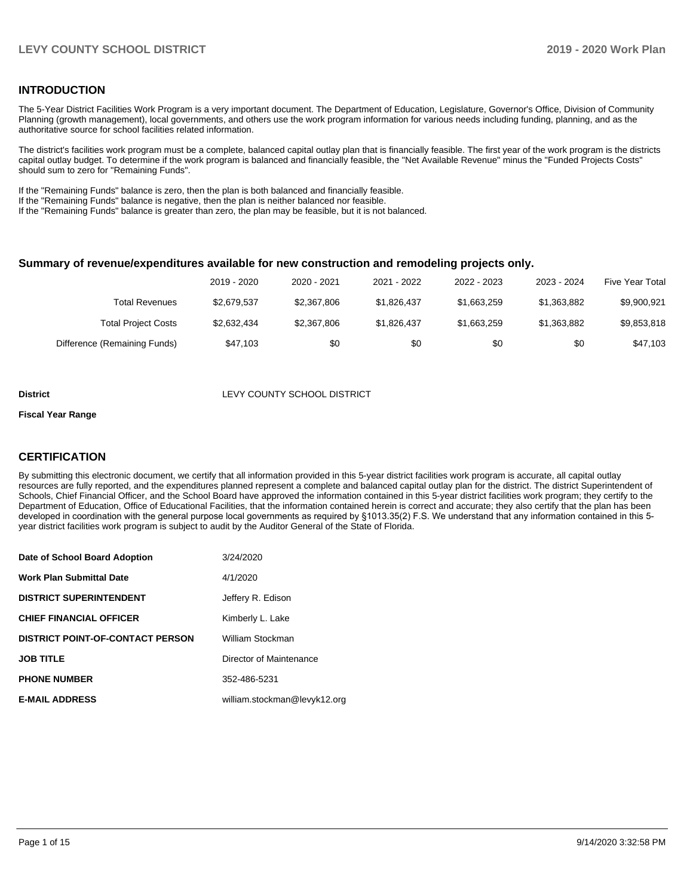## INTRODUCTION

The 5-Year District Facilities Work Program is a very important document. The Department of Education, Legislature, Governor's Office, Division of Community Planning (growth management), local governments, and others use the work program information for various needs including funding, planning, and as the authoritative source for school facilities related information.

The district's facilities work program must be a complete, balanced capital outlay plan that is financially feasible. The first year of the work program is the districts capital outlay budget. To determine if the work program is balanced and financially feasible, the "Net Available Revenue" minus the "Funded Projects Costs" should sum to zero for "Remaining Funds".

If the "Remaining Funds" balance is zero, then the plan is both balanced and financially feasible.
If the "Remaining Funds" balance is negative, then the plan is neither balanced nor feasible.
If the "Remaining Funds" balance is greater than zero, the plan may be feasible, but it is not balanced.

### Summary of revenue/expenditures available for new construction and remodeling projects only.

| | 2019 - 2020 | 2020 - 2021 | 2021 - 2022 | 2022 - 2023 | 2023 - 2024 | Five Year Total |
|---|---|---|---|---|---|---|
| Total Revenues | $2,679,537 | $2,367,806 | $1,826,437 | $1,663,259 | $1,363,882 | $9,900,921 |
| Total Project Costs | $2,632,434 | $2,367,806 | $1,826,437 | $1,663,259 | $1,363,882 | $9,853,818 |
| Difference (Remaining Funds) | $47,103 | $0 | $0 | $0 | $0 | $47,103 |

**District** LEVY COUNTY SCHOOL DISTRICT

**Fiscal Year Range**

## CERTIFICATION

By submitting this electronic document, we certify that all information provided in this 5-year district facilities work program is accurate, all capital outlay resources are fully reported, and the expenditures planned represent a complete and balanced capital outlay plan for the district. The district Superintendent of Schools, Chief Financial Officer, and the School Board have approved the information contained in this 5-year district facilities work program; they certify to the Department of Education, Office of Educational Facilities, that the information contained herein is correct and accurate; they also certify that the plan has been developed in coordination with the general purpose local governments as required by §1013.35(2) F.S. We understand that any information contained in this 5-year district facilities work program is subject to audit by the Auditor General of the State of Florida.

| | |
|---|---|
| **Date of School Board Adoption** | 3/24/2020 |
| **Work Plan Submittal Date** | 4/1/2020 |
| **DISTRICT SUPERINTENDENT** | Jeffery R. Edison |
| **CHIEF FINANCIAL OFFICER** | Kimberly L. Lake |
| **DISTRICT POINT-OF-CONTACT PERSON** | William Stockman |
| **JOB TITLE** | Director of Maintenance |
| **PHONE NUMBER** | 352-486-5231 |
| **E-MAIL ADDRESS** | william.stockman@levyk12.org |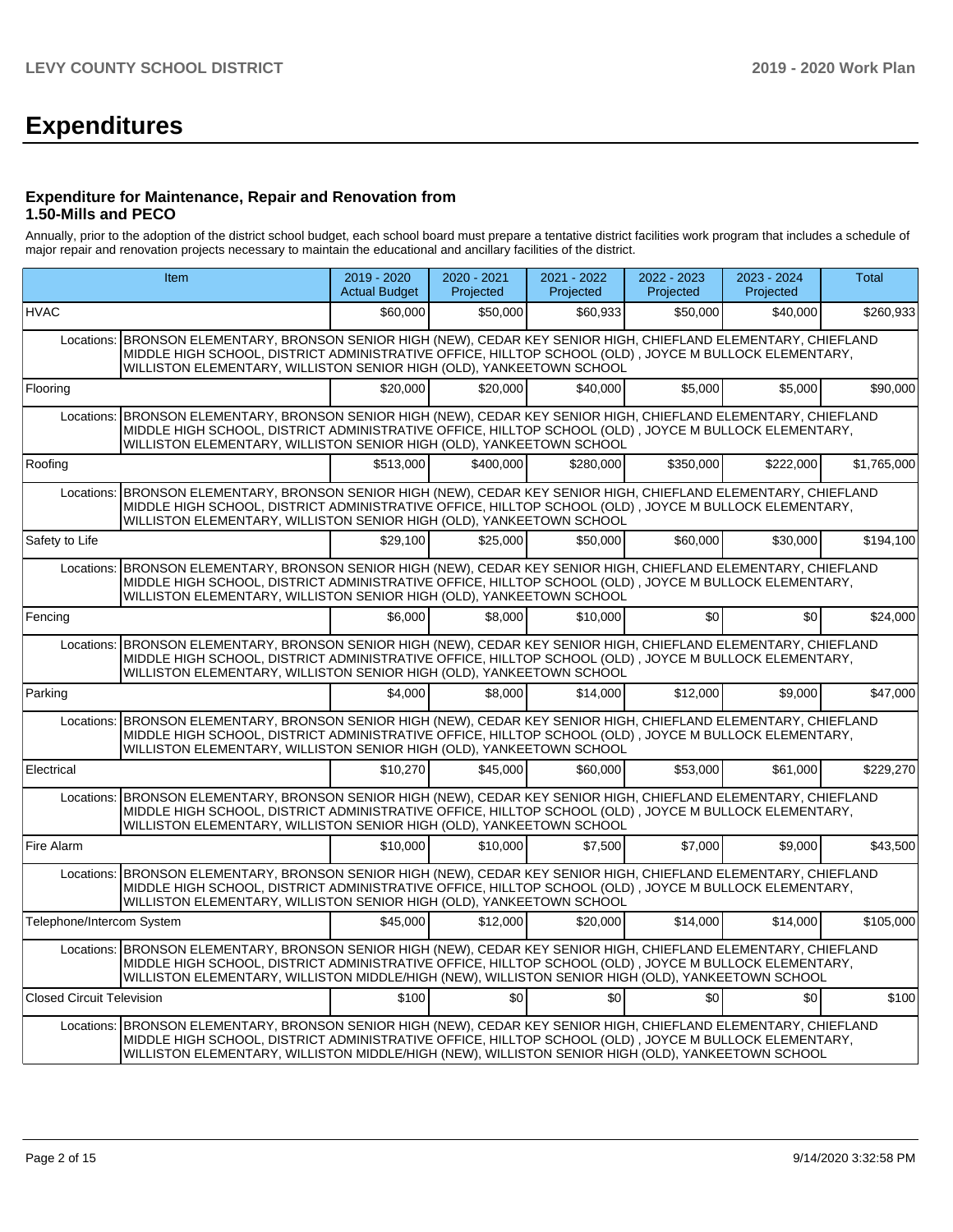# Expenditures

### Expenditure for Maintenance, Repair and Renovation from 1.50-Mills and PECO

Annually, prior to the adoption of the district school budget, each school board must prepare a tentative district facilities work program that includes a schedule of major repair and renovation projects necessary to maintain the educational and ancillary facilities of the district.

| Item | 2019 - 2020 Actual Budget | 2020 - 2021 Projected | 2021 - 2022 Projected | 2022 - 2023 Projected | 2023 - 2024 Projected | Total |
|---|---|---|---|---|---|---|
| HVAC | $60,000 | $50,000 | $60,933 | $50,000 | $40,000 | $260,933 |
| Locations: BRONSON ELEMENTARY, BRONSON SENIOR HIGH (NEW), CEDAR KEY SENIOR HIGH, CHIEFLAND ELEMENTARY, CHIEFLAND MIDDLE HIGH SCHOOL, DISTRICT ADMINISTRATIVE OFFICE, HILLTOP SCHOOL (OLD) , JOYCE M BULLOCK ELEMENTARY, WILLISTON ELEMENTARY, WILLISTON SENIOR HIGH (OLD), YANKEETOWN SCHOOL | | | | | | |
| Flooring | $20,000 | $20,000 | $40,000 | $5,000 | $5,000 | $90,000 |
| Locations: BRONSON ELEMENTARY, BRONSON SENIOR HIGH (NEW), CEDAR KEY SENIOR HIGH, CHIEFLAND ELEMENTARY, CHIEFLAND MIDDLE HIGH SCHOOL, DISTRICT ADMINISTRATIVE OFFICE, HILLTOP SCHOOL (OLD) , JOYCE M BULLOCK ELEMENTARY, WILLISTON ELEMENTARY, WILLISTON SENIOR HIGH (OLD), YANKEETOWN SCHOOL | | | | | | |
| Roofing | $513,000 | $400,000 | $280,000 | $350,000 | $222,000 | $1,765,000 |
| Locations: BRONSON ELEMENTARY, BRONSON SENIOR HIGH (NEW), CEDAR KEY SENIOR HIGH, CHIEFLAND ELEMENTARY, CHIEFLAND MIDDLE HIGH SCHOOL, DISTRICT ADMINISTRATIVE OFFICE, HILLTOP SCHOOL (OLD) , JOYCE M BULLOCK ELEMENTARY, WILLISTON ELEMENTARY, WILLISTON SENIOR HIGH (OLD), YANKEETOWN SCHOOL | | | | | | |
| Safety to Life | $29,100 | $25,000 | $50,000 | $60,000 | $30,000 | $194,100 |
| Locations: BRONSON ELEMENTARY, BRONSON SENIOR HIGH (NEW), CEDAR KEY SENIOR HIGH, CHIEFLAND ELEMENTARY, CHIEFLAND MIDDLE HIGH SCHOOL, DISTRICT ADMINISTRATIVE OFFICE, HILLTOP SCHOOL (OLD) , JOYCE M BULLOCK ELEMENTARY, WILLISTON ELEMENTARY, WILLISTON SENIOR HIGH (OLD), YANKEETOWN SCHOOL | | | | | | |
| Fencing | $6,000 | $8,000 | $10,000 | $0 | $0 | $24,000 |
| Locations: BRONSON ELEMENTARY, BRONSON SENIOR HIGH (NEW), CEDAR KEY SENIOR HIGH, CHIEFLAND ELEMENTARY, CHIEFLAND MIDDLE HIGH SCHOOL, DISTRICT ADMINISTRATIVE OFFICE, HILLTOP SCHOOL (OLD) , JOYCE M BULLOCK ELEMENTARY, WILLISTON ELEMENTARY, WILLISTON SENIOR HIGH (OLD), YANKEETOWN SCHOOL | | | | | | |
| Parking | $4,000 | $8,000 | $14,000 | $12,000 | $9,000 | $47,000 |
| Locations: BRONSON ELEMENTARY, BRONSON SENIOR HIGH (NEW), CEDAR KEY SENIOR HIGH, CHIEFLAND ELEMENTARY, CHIEFLAND MIDDLE HIGH SCHOOL, DISTRICT ADMINISTRATIVE OFFICE, HILLTOP SCHOOL (OLD) , JOYCE M BULLOCK ELEMENTARY, WILLISTON ELEMENTARY, WILLISTON SENIOR HIGH (OLD), YANKEETOWN SCHOOL | | | | | | |
| Electrical | $10,270 | $45,000 | $60,000 | $53,000 | $61,000 | $229,270 |
| Locations: BRONSON ELEMENTARY, BRONSON SENIOR HIGH (NEW), CEDAR KEY SENIOR HIGH, CHIEFLAND ELEMENTARY, CHIEFLAND MIDDLE HIGH SCHOOL, DISTRICT ADMINISTRATIVE OFFICE, HILLTOP SCHOOL (OLD) , JOYCE M BULLOCK ELEMENTARY, WILLISTON ELEMENTARY, WILLISTON SENIOR HIGH (OLD), YANKEETOWN SCHOOL | | | | | | |
| Fire Alarm | $10,000 | $10,000 | $7,500 | $7,000 | $9,000 | $43,500 |
| Locations: BRONSON ELEMENTARY, BRONSON SENIOR HIGH (NEW), CEDAR KEY SENIOR HIGH, CHIEFLAND ELEMENTARY, CHIEFLAND MIDDLE HIGH SCHOOL, DISTRICT ADMINISTRATIVE OFFICE, HILLTOP SCHOOL (OLD) , JOYCE M BULLOCK ELEMENTARY, WILLISTON ELEMENTARY, WILLISTON SENIOR HIGH (OLD), YANKEETOWN SCHOOL | | | | | | |
| Telephone/Intercom System | $45,000 | $12,000 | $20,000 | $14,000 | $14,000 | $105,000 |
| Locations: BRONSON ELEMENTARY, BRONSON SENIOR HIGH (NEW), CEDAR KEY SENIOR HIGH, CHIEFLAND ELEMENTARY, CHIEFLAND MIDDLE HIGH SCHOOL, DISTRICT ADMINISTRATIVE OFFICE, HILLTOP SCHOOL (OLD) , JOYCE M BULLOCK ELEMENTARY, WILLISTON ELEMENTARY, WILLISTON MIDDLE/HIGH (NEW), WILLISTON SENIOR HIGH (OLD), YANKEETOWN SCHOOL | | | | | | |
| Closed Circuit Television | $100 | $0 | $0 | $0 | $0 | $100 |
| Locations: BRONSON ELEMENTARY, BRONSON SENIOR HIGH (NEW), CEDAR KEY SENIOR HIGH, CHIEFLAND ELEMENTARY, CHIEFLAND MIDDLE HIGH SCHOOL, DISTRICT ADMINISTRATIVE OFFICE, HILLTOP SCHOOL (OLD) , JOYCE M BULLOCK ELEMENTARY, WILLISTON ELEMENTARY, WILLISTON MIDDLE/HIGH (NEW), WILLISTON SENIOR HIGH (OLD), YANKEETOWN SCHOOL | | | | | | |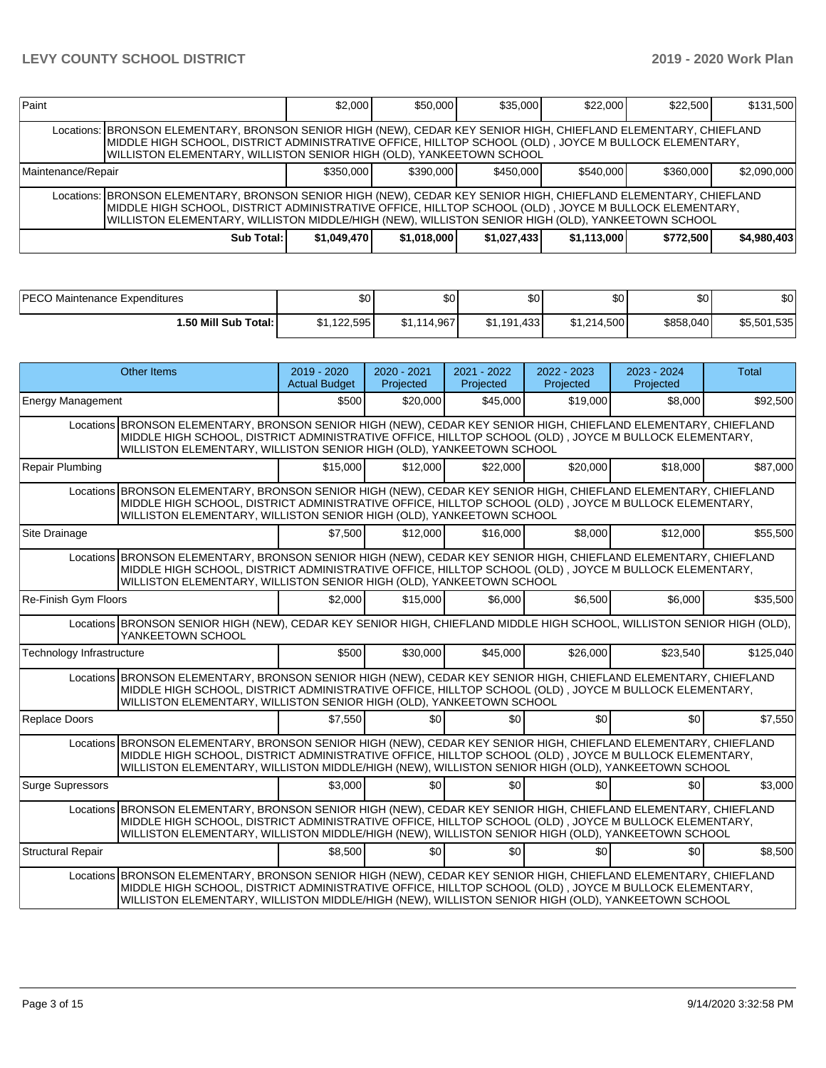| Paint | | $2,000 | $50,000 | $35,000 | $22,000 | $22,500 | $131,500 |
|---|---|---|---|---|---|---|---|
| Locations: | BRONSON ELEMENTARY, BRONSON SENIOR HIGH (NEW), CEDAR KEY SENIOR HIGH, CHIEFLAND ELEMENTARY, CHIEFLAND MIDDLE HIGH SCHOOL, DISTRICT ADMINISTRATIVE OFFICE, HILLTOP SCHOOL (OLD) , JOYCE M BULLOCK ELEMENTARY, WILLISTON ELEMENTARY, WILLISTON SENIOR HIGH (OLD), YANKEETOWN SCHOOL | | | | | | |
| Maintenance/Repair | | $350,000 | $390,000 | $450,000 | $540,000 | $360,000 | $2,090,000 |
| Locations: | BRONSON ELEMENTARY, BRONSON SENIOR HIGH (NEW), CEDAR KEY SENIOR HIGH, CHIEFLAND ELEMENTARY, CHIEFLAND MIDDLE HIGH SCHOOL, DISTRICT ADMINISTRATIVE OFFICE, HILLTOP SCHOOL (OLD) , JOYCE M BULLOCK ELEMENTARY, WILLISTON ELEMENTARY, WILLISTON MIDDLE/HIGH (NEW), WILLISTON SENIOR HIGH (OLD), YANKEETOWN SCHOOL | | | | | | |
| | **Sub Total:** | **$1,049,470** | **$1,018,000** | **$1,027,433** | **$1,113,000** | **$772,500** | **$4,980,403** |

| PECO Maintenance Expenditures | $0 | $0 | $0 | $0 | $0 | $0 |
|---|---|---|---|---|---|---|
| **1.50 Mill Sub Total:** | $1,122,595 | $1,114,967 | $1,191,433 | $1,214,500 | $858,040 | $5,501,535 |

| Other Items | | 2019 - 2020 Actual Budget | 2020 - 2021 Projected | 2021 - 2022 Projected | 2022 - 2023 Projected | 2023 - 2024 Projected | Total |
|---|---|---|---|---|---|---|---|
| Energy Management | | $500 | $20,000 | $45,000 | $19,000 | $8,000 | $92,500 |
| Locations | BRONSON ELEMENTARY, BRONSON SENIOR HIGH (NEW), CEDAR KEY SENIOR HIGH, CHIEFLAND ELEMENTARY, CHIEFLAND MIDDLE HIGH SCHOOL, DISTRICT ADMINISTRATIVE OFFICE, HILLTOP SCHOOL (OLD) , JOYCE M BULLOCK ELEMENTARY, WILLISTON ELEMENTARY, WILLISTON SENIOR HIGH (OLD), YANKEETOWN SCHOOL | | | | | | |
| Repair Plumbing | | $15,000 | $12,000 | $22,000 | $20,000 | $18,000 | $87,000 |
| Locations | BRONSON ELEMENTARY, BRONSON SENIOR HIGH (NEW), CEDAR KEY SENIOR HIGH, CHIEFLAND ELEMENTARY, CHIEFLAND MIDDLE HIGH SCHOOL, DISTRICT ADMINISTRATIVE OFFICE, HILLTOP SCHOOL (OLD) , JOYCE M BULLOCK ELEMENTARY, WILLISTON ELEMENTARY, WILLISTON SENIOR HIGH (OLD), YANKEETOWN SCHOOL | | | | | | |
| Site Drainage | | $7,500 | $12,000 | $16,000 | $8,000 | $12,000 | $55,500 |
| Locations | BRONSON ELEMENTARY, BRONSON SENIOR HIGH (NEW), CEDAR KEY SENIOR HIGH, CHIEFLAND ELEMENTARY, CHIEFLAND MIDDLE HIGH SCHOOL, DISTRICT ADMINISTRATIVE OFFICE, HILLTOP SCHOOL (OLD) , JOYCE M BULLOCK ELEMENTARY, WILLISTON ELEMENTARY, WILLISTON SENIOR HIGH (OLD), YANKEETOWN SCHOOL | | | | | | |
| Re-Finish Gym Floors | | $2,000 | $15,000 | $6,000 | $6,500 | $6,000 | $35,500 |
| Locations | BRONSON SENIOR HIGH (NEW), CEDAR KEY SENIOR HIGH, CHIEFLAND MIDDLE HIGH SCHOOL, WILLISTON SENIOR HIGH (OLD), YANKEETOWN SCHOOL | | | | | | |
| Technology Infrastructure | | $500 | $30,000 | $45,000 | $26,000 | $23,540 | $125,040 |
| Locations | BRONSON ELEMENTARY, BRONSON SENIOR HIGH (NEW), CEDAR KEY SENIOR HIGH, CHIEFLAND ELEMENTARY, CHIEFLAND MIDDLE HIGH SCHOOL, DISTRICT ADMINISTRATIVE OFFICE, HILLTOP SCHOOL (OLD) , JOYCE M BULLOCK ELEMENTARY, WILLISTON ELEMENTARY, WILLISTON SENIOR HIGH (OLD), YANKEETOWN SCHOOL | | | | | | |
| Replace Doors | | $7,550 | $0 | $0 | $0 | $0 | $7,550 |
| Locations | BRONSON ELEMENTARY, BRONSON SENIOR HIGH (NEW), CEDAR KEY SENIOR HIGH, CHIEFLAND ELEMENTARY, CHIEFLAND MIDDLE HIGH SCHOOL, DISTRICT ADMINISTRATIVE OFFICE, HILLTOP SCHOOL (OLD) , JOYCE M BULLOCK ELEMENTARY, WILLISTON ELEMENTARY, WILLISTON MIDDLE/HIGH (NEW), WILLISTON SENIOR HIGH (OLD), YANKEETOWN SCHOOL | | | | | | |
| Surge Supressors | | $3,000 | $0 | $0 | $0 | $0 | $3,000 |
| Locations | BRONSON ELEMENTARY, BRONSON SENIOR HIGH (NEW), CEDAR KEY SENIOR HIGH, CHIEFLAND ELEMENTARY, CHIEFLAND MIDDLE HIGH SCHOOL, DISTRICT ADMINISTRATIVE OFFICE, HILLTOP SCHOOL (OLD) , JOYCE M BULLOCK ELEMENTARY, WILLISTON ELEMENTARY, WILLISTON MIDDLE/HIGH (NEW), WILLISTON SENIOR HIGH (OLD), YANKEETOWN SCHOOL | | | | | | |
| Structural Repair | | $8,500 | $0 | $0 | $0 | $0 | $8,500 |
| Locations | BRONSON ELEMENTARY, BRONSON SENIOR HIGH (NEW), CEDAR KEY SENIOR HIGH, CHIEFLAND ELEMENTARY, CHIEFLAND MIDDLE HIGH SCHOOL, DISTRICT ADMINISTRATIVE OFFICE, HILLTOP SCHOOL (OLD) , JOYCE M BULLOCK ELEMENTARY, WILLISTON ELEMENTARY, WILLISTON MIDDLE/HIGH (NEW), WILLISTON SENIOR HIGH (OLD), YANKEETOWN SCHOOL | | | | | | |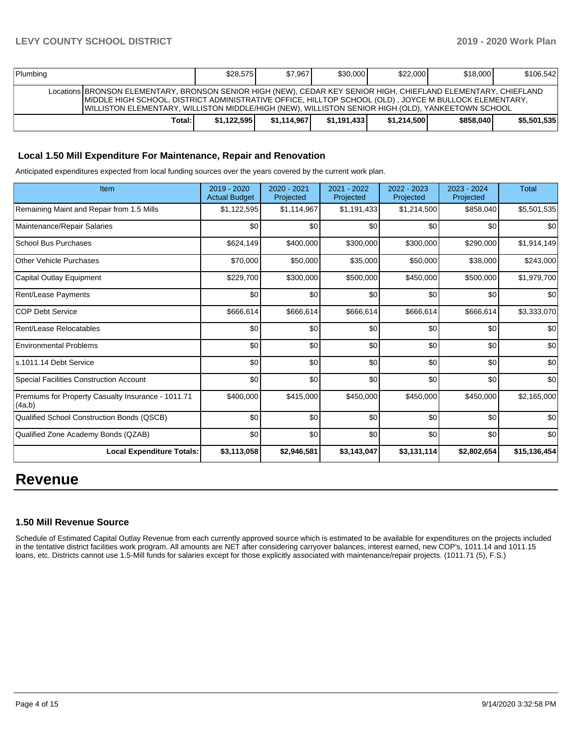| Plumbing | | $28,575 | $7,967 | $30,000 | $22,000 | $18,000 | $106,542 |
|---|---|---|---|---|---|---|---|
| Locations | BRONSON ELEMENTARY, BRONSON SENIOR HIGH (NEW), CEDAR KEY SENIOR HIGH, CHIEFLAND ELEMENTARY, CHIEFLAND MIDDLE HIGH SCHOOL, DISTRICT ADMINISTRATIVE OFFICE, HILLTOP SCHOOL (OLD) , JOYCE M BULLOCK ELEMENTARY, WILLISTON ELEMENTARY, WILLISTON MIDDLE/HIGH (NEW), WILLISTON SENIOR HIGH (OLD), YANKEETOWN SCHOOL | | | | | | |
| | **Total:** | **$1,122,595** | **$1,114,967** | **$1,191,433** | **$1,214,500** | **$858,040** | **$5,501,535** |

### Local 1.50 Mill Expenditure For Maintenance, Repair and Renovation

Anticipated expenditures expected from local funding sources over the years covered by the current work plan.

| Item | 2019 - 2020 Actual Budget | 2020 - 2021 Projected | 2021 - 2022 Projected | 2022 - 2023 Projected | 2023 - 2024 Projected | Total |
|---|---|---|---|---|---|---|
| Remaining Maint and Repair from 1.5 Mills | $1,122,595 | $1,114,967 | $1,191,433 | $1,214,500 | $858,040 | $5,501,535 |
| Maintenance/Repair Salaries | $0 | $0 | $0 | $0 | $0 | $0 |
| School Bus Purchases | $624,149 | $400,000 | $300,000 | $300,000 | $290,000 | $1,914,149 |
| Other Vehicle Purchases | $70,000 | $50,000 | $35,000 | $50,000 | $38,000 | $243,000 |
| Capital Outlay Equipment | $229,700 | $300,000 | $500,000 | $450,000 | $500,000 | $1,979,700 |
| Rent/Lease Payments | $0 | $0 | $0 | $0 | $0 | $0 |
| COP Debt Service | $666,614 | $666,614 | $666,614 | $666,614 | $666,614 | $3,333,070 |
| Rent/Lease Relocatables | $0 | $0 | $0 | $0 | $0 | $0 |
| Environmental Problems | $0 | $0 | $0 | $0 | $0 | $0 |
| s.1011.14 Debt Service | $0 | $0 | $0 | $0 | $0 | $0 |
| Special Facilities Construction Account | $0 | $0 | $0 | $0 | $0 | $0 |
| Premiums for Property Casualty Insurance - 1011.71 (4a,b) | $400,000 | $415,000 | $450,000 | $450,000 | $450,000 | $2,165,000 |
| Qualified School Construction Bonds (QSCB) | $0 | $0 | $0 | $0 | $0 | $0 |
| Qualified Zone Academy Bonds (QZAB) | $0 | $0 | $0 | $0 | $0 | $0 |
| **Local Expenditure Totals:** | **$3,113,058** | **$2,946,581** | **$3,143,047** | **$3,131,114** | **$2,802,654** | **$15,136,454** |

# Revenue

### 1.50 Mill Revenue Source

Schedule of Estimated Capital Outlay Revenue from each currently approved source which is estimated to be available for expenditures on the projects included in the tentative district facilities work program. All amounts are NET after considering carryover balances, interest earned, new COP's, 1011.14 and 1011.15 loans, etc. Districts cannot use 1.5-Mill funds for salaries except for those explicitly associated with maintenance/repair projects. (1011.71 (5), F.S.)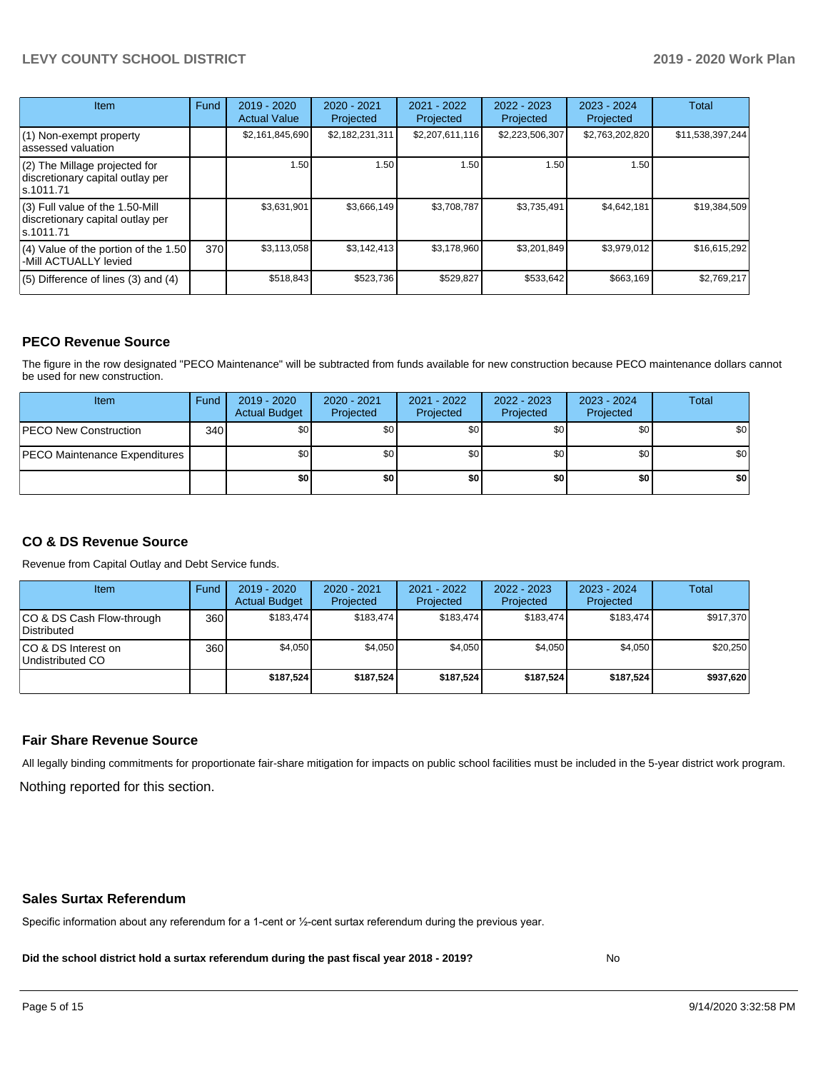| Item | Fund | 2019 - 2020 Actual Value | 2020 - 2021 Projected | 2021 - 2022 Projected | 2022 - 2023 Projected | 2023 - 2024 Projected | Total |
|---|---|---|---|---|---|---|---|
| (1) Non-exempt property assessed valuation | | $2,161,845,690 | $2,182,231,311 | $2,207,611,116 | $2,223,506,307 | $2,763,202,820 | $11,538,397,244 |
| (2) The Millage projected for discretionary capital outlay per s.1011.71 | | 1.50 | 1.50 | 1.50 | 1.50 | 1.50 | |
| (3) Full value of the 1.50-Mill discretionary capital outlay per s.1011.71 | | $3,631,901 | $3,666,149 | $3,708,787 | $3,735,491 | $4,642,181 | $19,384,509 |
| (4) Value of the portion of the 1.50 -Mill ACTUALLY levied | 370 | $3,113,058 | $3,142,413 | $3,178,960 | $3,201,849 | $3,979,012 | $16,615,292 |
| (5) Difference of lines (3) and (4) | | $518,843 | $523,736 | $529,827 | $533,642 | $663,169 | $2,769,217 |

## PECO Revenue Source

The figure in the row designated "PECO Maintenance" will be subtracted from funds available for new construction because PECO maintenance dollars cannot be used for new construction.

| Item | Fund | 2019 - 2020 Actual Budget | 2020 - 2021 Projected | 2021 - 2022 Projected | 2022 - 2023 Projected | 2023 - 2024 Projected | Total |
|---|---|---|---|---|---|---|---|
| PECO New Construction | 340 | $0 | $0 | $0 | $0 | $0 | $0 |
| PECO Maintenance Expenditures | | $0 | $0 | $0 | $0 | $0 | $0 |
| | | **$0** | **$0** | **$0** | **$0** | **$0** | **$0** |

## CO & DS Revenue Source

Revenue from Capital Outlay and Debt Service funds.

| Item | Fund | 2019 - 2020 Actual Budget | 2020 - 2021 Projected | 2021 - 2022 Projected | 2022 - 2023 Projected | 2023 - 2024 Projected | Total |
|---|---|---|---|---|---|---|---|
| CO & DS Cash Flow-through Distributed | 360 | $183,474 | $183,474 | $183,474 | $183,474 | $183,474 | $917,370 |
| CO & DS Interest on Undistributed CO | 360 | $4,050 | $4,050 | $4,050 | $4,050 | $4,050 | $20,250 |
| | | **$187,524** | **$187,524** | **$187,524** | **$187,524** | **$187,524** | **$937,620** |

## Fair Share Revenue Source

All legally binding commitments for proportionate fair-share mitigation for impacts on public school facilities must be included in the 5-year district work program.

Nothing reported for this section.

## Sales Surtax Referendum

Specific information about any referendum for a 1-cent or ½-cent surtax referendum during the previous year.

**Did the school district hold a surtax referendum during the past fiscal year 2018 - 2019?** No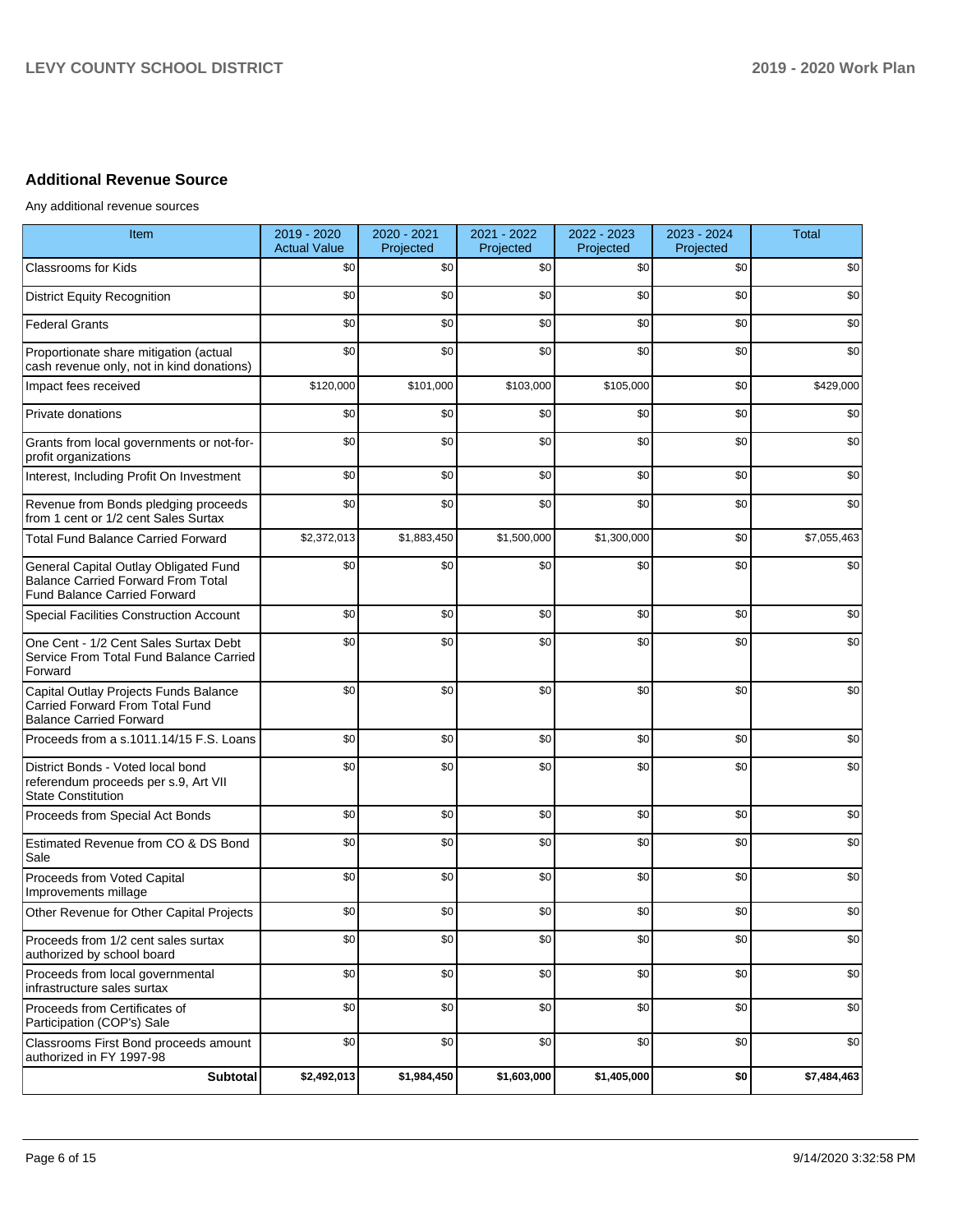## Additional Revenue Source

Any additional revenue sources

| Item | 2019 - 2020 Actual Value | 2020 - 2021 Projected | 2021 - 2022 Projected | 2022 - 2023 Projected | 2023 - 2024 Projected | Total |
|---|---|---|---|---|---|---|
| Classrooms for Kids | $0 | $0 | $0 | $0 | $0 | $0 |
| District Equity Recognition | $0 | $0 | $0 | $0 | $0 | $0 |
| Federal Grants | $0 | $0 | $0 | $0 | $0 | $0 |
| Proportionate share mitigation (actual cash revenue only, not in kind donations) | $0 | $0 | $0 | $0 | $0 | $0 |
| Impact fees received | $120,000 | $101,000 | $103,000 | $105,000 | $0 | $429,000 |
| Private donations | $0 | $0 | $0 | $0 | $0 | $0 |
| Grants from local governments or not-for-profit organizations | $0 | $0 | $0 | $0 | $0 | $0 |
| Interest, Including Profit On Investment | $0 | $0 | $0 | $0 | $0 | $0 |
| Revenue from Bonds pledging proceeds from 1 cent or 1/2 cent Sales Surtax | $0 | $0 | $0 | $0 | $0 | $0 |
| Total Fund Balance Carried Forward | $2,372,013 | $1,883,450 | $1,500,000 | $1,300,000 | $0 | $7,055,463 |
| General Capital Outlay Obligated Fund Balance Carried Forward From Total Fund Balance Carried Forward | $0 | $0 | $0 | $0 | $0 | $0 |
| Special Facilities Construction Account | $0 | $0 | $0 | $0 | $0 | $0 |
| One Cent - 1/2 Cent Sales Surtax Debt Service From Total Fund Balance Carried Forward | $0 | $0 | $0 | $0 | $0 | $0 |
| Capital Outlay Projects Funds Balance Carried Forward From Total Fund Balance Carried Forward | $0 | $0 | $0 | $0 | $0 | $0 |
| Proceeds from a s.1011.14/15 F.S. Loans | $0 | $0 | $0 | $0 | $0 | $0 |
| District Bonds - Voted local bond referendum proceeds per s.9, Art VII State Constitution | $0 | $0 | $0 | $0 | $0 | $0 |
| Proceeds from Special Act Bonds | $0 | $0 | $0 | $0 | $0 | $0 |
| Estimated Revenue from CO & DS Bond Sale | $0 | $0 | $0 | $0 | $0 | $0 |
| Proceeds from Voted Capital Improvements millage | $0 | $0 | $0 | $0 | $0 | $0 |
| Other Revenue for Other Capital Projects | $0 | $0 | $0 | $0 | $0 | $0 |
| Proceeds from 1/2 cent sales surtax authorized by school board | $0 | $0 | $0 | $0 | $0 | $0 |
| Proceeds from local governmental infrastructure sales surtax | $0 | $0 | $0 | $0 | $0 | $0 |
| Proceeds from Certificates of Participation (COP's) Sale | $0 | $0 | $0 | $0 | $0 | $0 |
| Classrooms First Bond proceeds amount authorized in FY 1997-98 | $0 | $0 | $0 | $0 | $0 | $0 |
| **Subtotal** | **$2,492,013** | **$1,984,450** | **$1,603,000** | **$1,405,000** | **$0** | **$7,484,463** |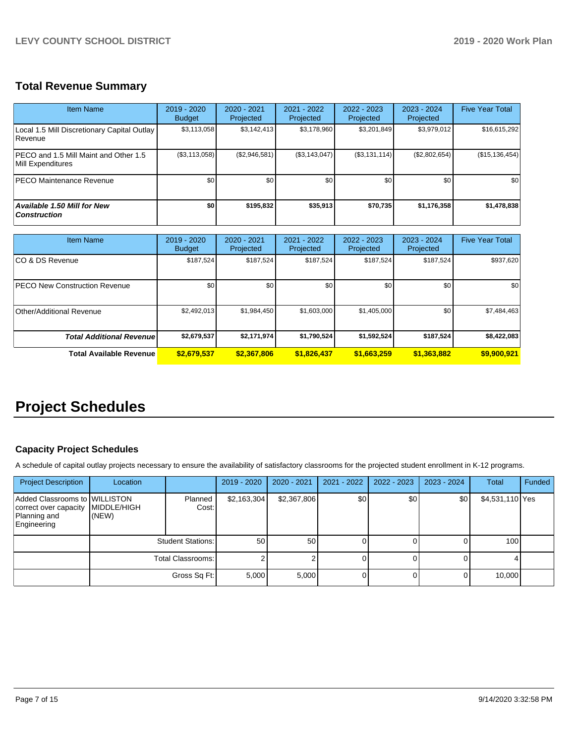## Total Revenue Summary

| Item Name | 2019 - 2020 Budget | 2020 - 2021 Projected | 2021 - 2022 Projected | 2022 - 2023 Projected | 2023 - 2024 Projected | Five Year Total |
|---|---|---|---|---|---|---|
| Local 1.5 Mill Discretionary Capital Outlay Revenue | $3,113,058 | $3,142,413 | $3,178,960 | $3,201,849 | $3,979,012 | $16,615,292 |
| PECO and 1.5 Mill Maint and Other 1.5 Mill Expenditures | ($3,113,058) | ($2,946,581) | ($3,143,047) | ($3,131,114) | ($2,802,654) | ($15,136,454) |
| PECO Maintenance Revenue | $0 | $0 | $0 | $0 | $0 | $0 |
| ***Available 1.50 Mill for New Construction*** | **$0** | **$195,832** | **$35,913** | **$70,735** | **$1,176,358** | **$1,478,838** |

| Item Name | 2019 - 2020 Budget | 2020 - 2021 Projected | 2021 - 2022 Projected | 2022 - 2023 Projected | 2023 - 2024 Projected | Five Year Total |
|---|---|---|---|---|---|---|
| CO & DS Revenue | $187,524 | $187,524 | $187,524 | $187,524 | $187,524 | $937,620 |
| PECO New Construction Revenue | $0 | $0 | $0 | $0 | $0 | $0 |
| Other/Additional Revenue | $2,492,013 | $1,984,450 | $1,603,000 | $1,405,000 | $0 | $7,484,463 |
| ***Total Additional Revenue*** | **$2,679,537** | **$2,171,974** | **$1,790,524** | **$1,592,524** | **$187,524** | **$8,422,083** |
| **Total Available Revenue** | **$2,679,537** | **$2,367,806** | **$1,826,437** | **$1,663,259** | **$1,363,882** | **$9,900,921** |

# Project Schedules

### Capacity Project Schedules

A schedule of capital outlay projects necessary to ensure the availability of satisfactory classrooms for the projected student enrollment in K-12 programs.

| Project Description | Location | | 2019 - 2020 | 2020 - 2021 | 2021 - 2022 | 2022 - 2023 | 2023 - 2024 | Total | Funded |
|---|---|---|---|---|---|---|---|---|---|
| Added Classrooms to correct over capacity Planning and Engineering | WILLISTON MIDDLE/HIGH (NEW) | Planned Cost: | $2,163,304 | $2,367,806 | $0 | $0 | $0 | $4,531,110 | Yes |
| | | Student Stations: | 50 | 50 | 0 | 0 | 0 | 100 | |
| | | Total Classrooms: | 2 | 2 | 0 | 0 | 0 | 4 | |
| | | Gross Sq Ft: | 5,000 | 5,000 | 0 | 0 | 0 | 10,000 | |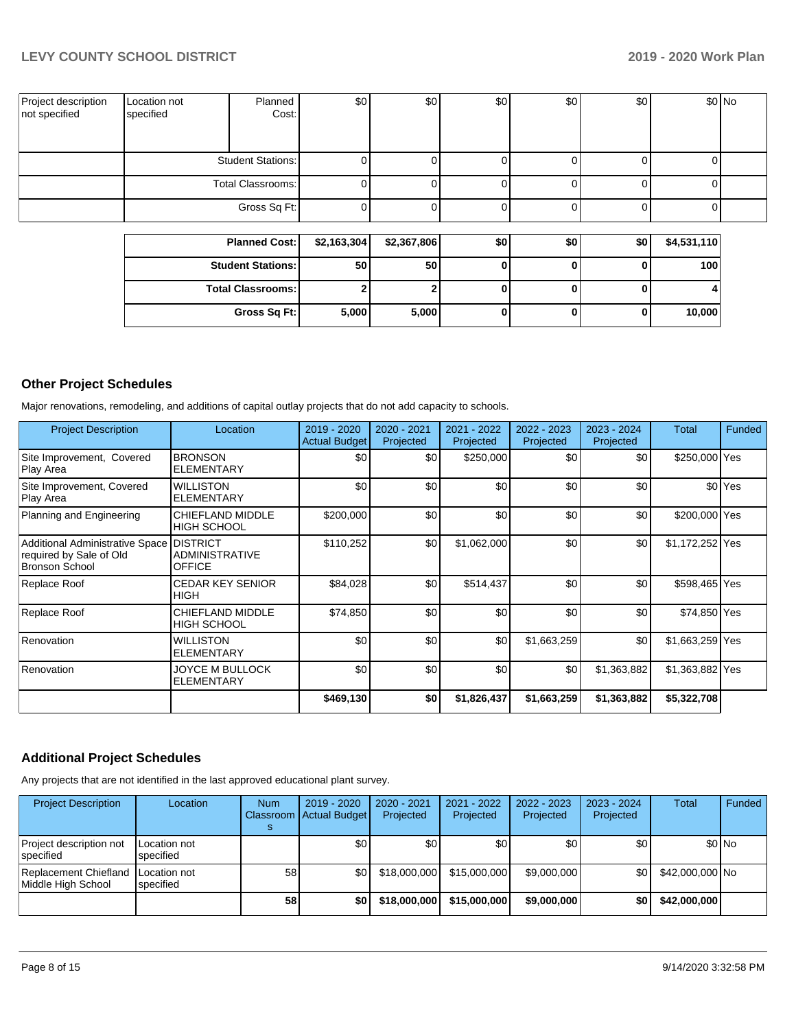| Project description not specified | Location not specified | Planned Cost: | $0 | $0 | $0 | $0 | $0 | $0 | No |
|---|---|---|---|---|---|---|---|---|---|
| | | Student Stations: | 0 | 0 | 0 | 0 | 0 | 0 | |
| | | Total Classrooms: | 0 | 0 | 0 | 0 | 0 | 0 | |
| | | Gross Sq Ft: | 0 | 0 | 0 | 0 | 0 | 0 | |

| | | | | | | |
|---|---|---|---|---|---|---|
| **Planned Cost:** | **$2,163,304** | **$2,367,806** | **$0** | **$0** | **$0** | **$4,531,110** |
| **Student Stations:** | **50** | **50** | **0** | **0** | **0** | **100** |
| **Total Classrooms:** | **2** | **2** | **0** | **0** | **0** | **4** |
| **Gross Sq Ft:** | **5,000** | **5,000** | **0** | **0** | **0** | **10,000** |

## Other Project Schedules

Major renovations, remodeling, and additions of capital outlay projects that do not add capacity to schools.

| Project Description | Location | 2019 - 2020 Actual Budget | 2020 - 2021 Projected | 2021 - 2022 Projected | 2022 - 2023 Projected | 2023 - 2024 Projected | Total | Funded |
|---|---|---|---|---|---|---|---|---|
| Site Improvement, Covered Play Area | BRONSON ELEMENTARY | $0 | $0 | $250,000 | $0 | $0 | $250,000 | Yes |
| Site Improvement, Covered Play Area | WILLISTON ELEMENTARY | $0 | $0 | $0 | $0 | $0 | $0 | Yes |
| Planning and Engineering | CHIEFLAND MIDDLE HIGH SCHOOL | $200,000 | $0 | $0 | $0 | $0 | $200,000 | Yes |
| Additional Administrative Space required by Sale of Old Bronson School | DISTRICT ADMINISTRATIVE OFFICE | $110,252 | $0 | $1,062,000 | $0 | $0 | $1,172,252 | Yes |
| Replace Roof | CEDAR KEY SENIOR HIGH | $84,028 | $0 | $514,437 | $0 | $0 | $598,465 | Yes |
| Replace Roof | CHIEFLAND MIDDLE HIGH SCHOOL | $74,850 | $0 | $0 | $0 | $0 | $74,850 | Yes |
| Renovation | WILLISTON ELEMENTARY | $0 | $0 | $0 | $1,663,259 | $0 | $1,663,259 | Yes |
| Renovation | JOYCE M BULLOCK ELEMENTARY | $0 | $0 | $0 | $0 | $1,363,882 | $1,363,882 | Yes |
| | | **$469,130** | **$0** | **$1,826,437** | **$1,663,259** | **$1,363,882** | **$5,322,708** | |

## Additional Project Schedules

Any projects that are not identified in the last approved educational plant survey.

| Project Description | Location | Num Classrooms | 2019 - 2020 Actual Budget | 2020 - 2021 Projected | 2021 - 2022 Projected | 2022 - 2023 Projected | 2023 - 2024 Projected | Total | Funded |
|---|---|---|---|---|---|---|---|---|---|
| Project description not specified | Location not specified | | $0 | $0 | $0 | $0 | $0 | $0 | No |
| Replacement Chiefland Middle High School | Location not specified | 58 | $0 | $18,000,000 | $15,000,000 | $9,000,000 | $0 | $42,000,000 | No |
| | | **58** | **$0** | **$18,000,000** | **$15,000,000** | **$9,000,000** | **$0** | **$42,000,000** | |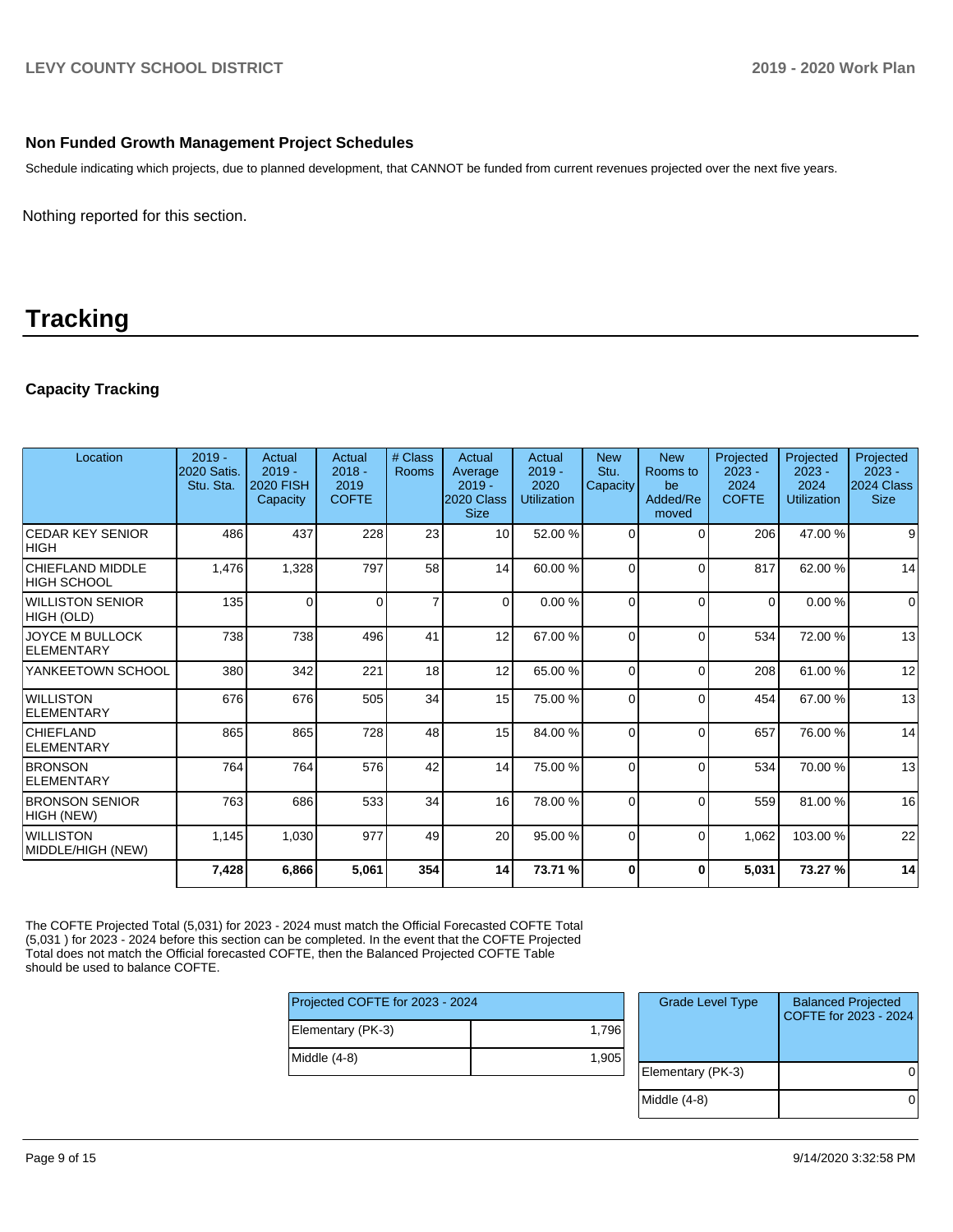### Non Funded Growth Management Project Schedules

Schedule indicating which projects, due to planned development, that CANNOT be funded from current revenues projected over the next five years.

Nothing reported for this section.

# Tracking

### Capacity Tracking

| Location | 2019 - 2020 Satis. Stu. Sta. | Actual 2019 - 2020 FISH Capacity | Actual 2018 - 2019 COFTE | # Class Rooms | Actual Average 2019 - 2020 Class Size | Actual 2019 - 2020 Utilization | New Stu. Capacity | New Rooms to be Added/Removed | Projected 2023 - 2024 COFTE | Projected 2023 - 2024 Utilization | Projected 2023 - 2024 Class Size |
|---|---|---|---|---|---|---|---|---|---|---|---|
| CEDAR KEY SENIOR HIGH | 486 | 437 | 228 | 23 | 10 | 52.00 % | 0 | 0 | 206 | 47.00 % | 9 |
| CHIEFLAND MIDDLE HIGH SCHOOL | 1,476 | 1,328 | 797 | 58 | 14 | 60.00 % | 0 | 0 | 817 | 62.00 % | 14 |
| WILLISTON SENIOR HIGH (OLD) | 135 | 0 | 0 | 7 | 0 | 0.00 % | 0 | 0 | 0 | 0.00 % | 0 |
| JOYCE M BULLOCK ELEMENTARY | 738 | 738 | 496 | 41 | 12 | 67.00 % | 0 | 0 | 534 | 72.00 % | 13 |
| YANKEETOWN SCHOOL | 380 | 342 | 221 | 18 | 12 | 65.00 % | 0 | 0 | 208 | 61.00 % | 12 |
| WILLISTON ELEMENTARY | 676 | 676 | 505 | 34 | 15 | 75.00 % | 0 | 0 | 454 | 67.00 % | 13 |
| CHIEFLAND ELEMENTARY | 865 | 865 | 728 | 48 | 15 | 84.00 % | 0 | 0 | 657 | 76.00 % | 14 |
| BRONSON ELEMENTARY | 764 | 764 | 576 | 42 | 14 | 75.00 % | 0 | 0 | 534 | 70.00 % | 13 |
| BRONSON SENIOR HIGH (NEW) | 763 | 686 | 533 | 34 | 16 | 78.00 % | 0 | 0 | 559 | 81.00 % | 16 |
| WILLISTON MIDDLE/HIGH (NEW) | 1,145 | 1,030 | 977 | 49 | 20 | 95.00 % | 0 | 0 | 1,062 | 103.00 % | 22 |
| | **7,428** | **6,866** | **5,061** | **354** | **14** | **73.71 %** | **0** | **0** | **5,031** | **73.27 %** | **14** |

The COFTE Projected Total (5,031) for 2023 - 2024 must match the Official Forecasted COFTE Total (5,031 ) for 2023 - 2024 before this section can be completed. In the event that the COFTE Projected Total does not match the Official forecasted COFTE, then the Balanced Projected COFTE Table should be used to balance COFTE.

| Projected COFTE for 2023 - 2024 | |
|---|---|
| Elementary (PK-3) | 1,796 |
| Middle (4-8) | 1,905 |

| Grade Level Type | Balanced Projected COFTE for 2023 - 2024 |
|---|---|
| Elementary (PK-3) | 0 |
| Middle (4-8) | 0 |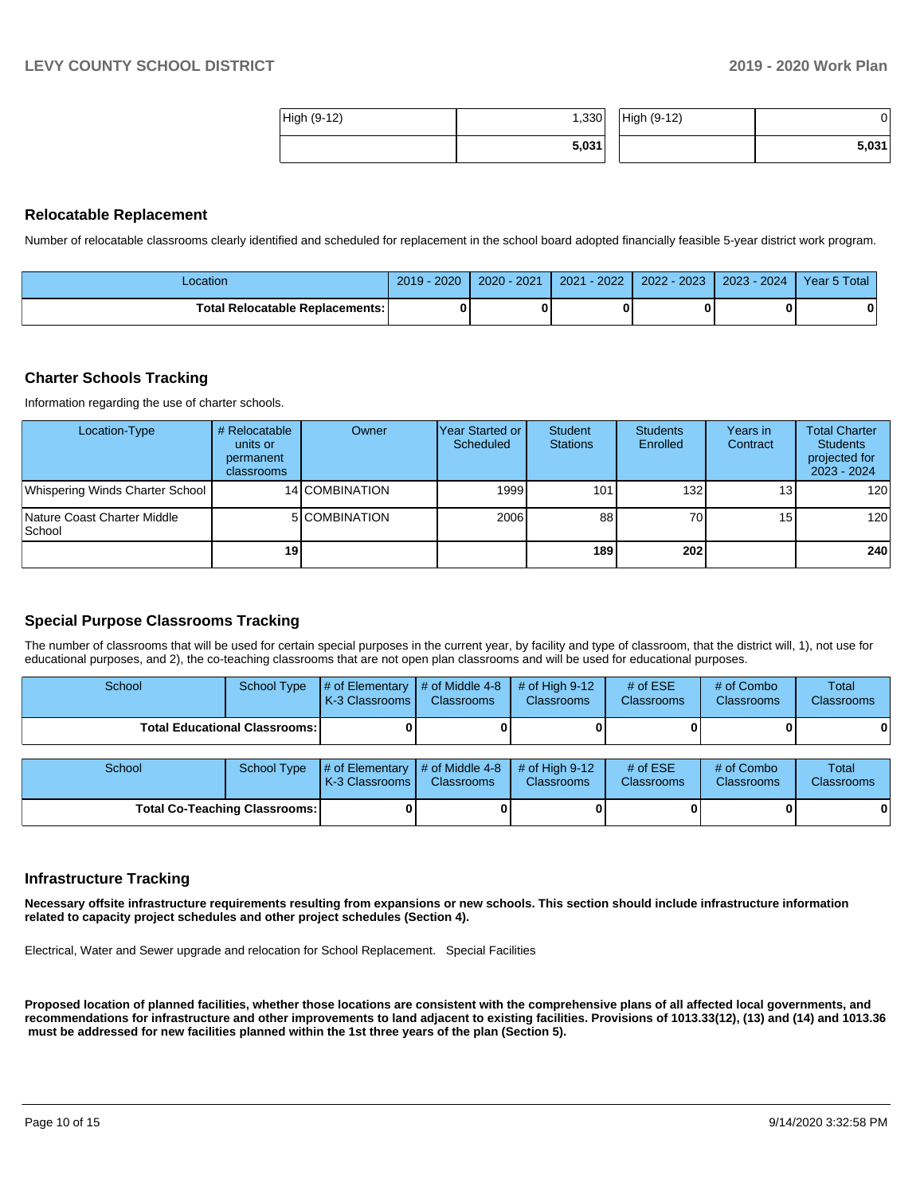| High (9-12) | 1,330 | High (9-12) | 0 |
|---|---|---|---|
| | **5,031** | | **5,031** |

## Relocatable Replacement

Number of relocatable classrooms clearly identified and scheduled for replacement in the school board adopted financially feasible 5-year district work program.

| Location | 2019 - 2020 | 2020 - 2021 | 2021 - 2022 | 2022 - 2023 | 2023 - 2024 | Year 5 Total |
|---|---|---|---|---|---|---|
| **Total Relocatable Replacements:** | **0** | **0** | **0** | **0** | **0** | **0** |

## Charter Schools Tracking

Information regarding the use of charter schools.

| Location-Type | # Relocatable units or permanent classrooms | Owner | Year Started or Scheduled | Student Stations | Students Enrolled | Years in Contract | Total Charter Students projected for 2023 - 2024 |
|---|---|---|---|---|---|---|---|
| Whispering Winds Charter School | 14 | COMBINATION | 1999 | 101 | 132 | 13 | 120 |
| Nature Coast Charter Middle School | 5 | COMBINATION | 2006 | 88 | 70 | 15 | 120 |
| | **19** | | | **189** | **202** | | **240** |

## Special Purpose Classrooms Tracking

The number of classrooms that will be used for certain special purposes in the current year, by facility and type of classroom, that the district will, 1), not use for educational purposes, and 2), the co-teaching classrooms that are not open plan classrooms and will be used for educational purposes.

| School | School Type | # of Elementary K-3 Classrooms | # of Middle 4-8 Classrooms | # of High 9-12 Classrooms | # of ESE Classrooms | # of Combo Classrooms | Total Classrooms |
|---|---|---|---|---|---|---|---|
| **Total Educational Classrooms:** | | **0** | **0** | **0** | **0** | **0** | **0** |

| School | School Type | # of Elementary K-3 Classrooms | # of Middle 4-8 Classrooms | # of High 9-12 Classrooms | # of ESE Classrooms | # of Combo Classrooms | Total Classrooms |
|---|---|---|---|---|---|---|---|
| **Total Co-Teaching Classrooms:** | | **0** | **0** | **0** | **0** | **0** | **0** |

## Infrastructure Tracking

**Necessary offsite infrastructure requirements resulting from expansions or new schools. This section should include infrastructure information related to capacity project schedules and other project schedules (Section 4).**

Electrical, Water and Sewer upgrade and relocation for School Replacement.   Special Facilities

**Proposed location of planned facilities, whether those locations are consistent with the comprehensive plans of all affected local governments, and recommendations for infrastructure and other improvements to land adjacent to existing facilities. Provisions of 1013.33(12), (13) and (14) and 1013.36 must be addressed for new facilities planned within the 1st three years of the plan (Section 5).**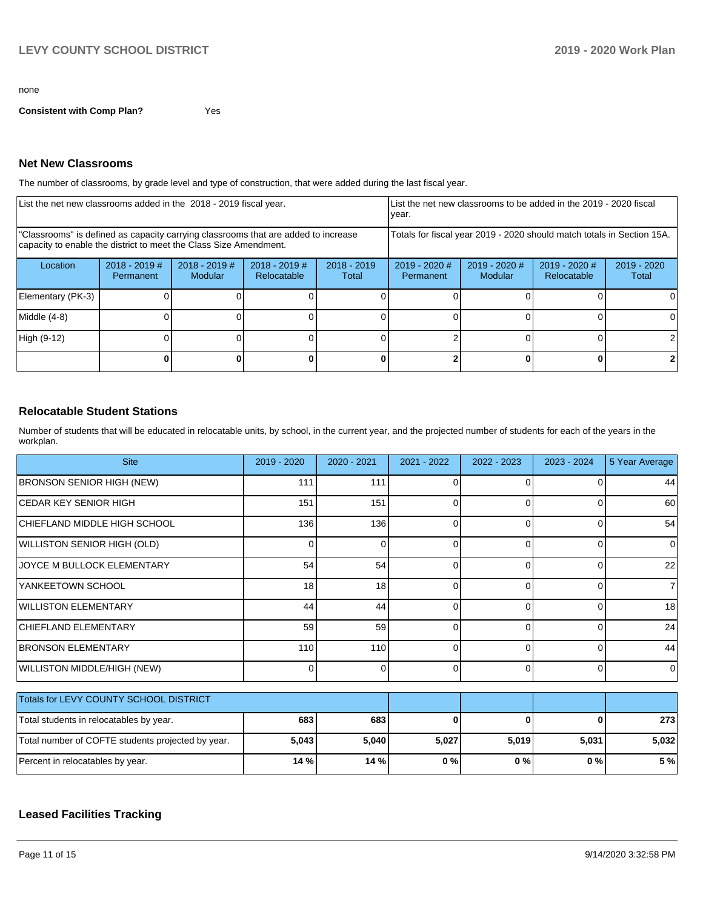none

**Consistent with Comp Plan?** Yes

## Net New Classrooms

The number of classrooms, by grade level and type of construction, that were added during the last fiscal year.

| List the net new classrooms added in the 2018 - 2019 fiscal year. | | | | | List the net new classrooms to be added in the 2019 - 2020 fiscal year. | | | |
|---|---|---|---|---|---|---|---|---|
| "Classrooms" is defined as capacity carrying classrooms that are added to increase capacity to enable the district to meet the Class Size Amendment. | | | | | Totals for fiscal year 2019 - 2020 should match totals in Section 15A. | | | |
| Location | 2018 - 2019 # Permanent | 2018 - 2019 # Modular | 2018 - 2019 # Relocatable | 2018 - 2019 Total | 2019 - 2020 # Permanent | 2019 - 2020 # Modular | 2019 - 2020 # Relocatable | 2019 - 2020 Total |
| Elementary (PK-3) | 0 | 0 | 0 | 0 | 0 | 0 | 0 | 0 |
| Middle (4-8) | 0 | 0 | 0 | 0 | 0 | 0 | 0 | 0 |
| High (9-12) | 0 | 0 | 0 | 0 | 2 | 0 | 0 | 2 |
| | **0** | **0** | **0** | **0** | **2** | **0** | **0** | **2** |

## Relocatable Student Stations

Number of students that will be educated in relocatable units, by school, in the current year, and the projected number of students for each of the years in the workplan.

| Site | 2019 - 2020 | 2020 - 2021 | 2021 - 2022 | 2022 - 2023 | 2023 - 2024 | 5 Year Average |
|---|---|---|---|---|---|---|
| BRONSON SENIOR HIGH (NEW) | 111 | 111 | 0 | 0 | 0 | 44 |
| CEDAR KEY SENIOR HIGH | 151 | 151 | 0 | 0 | 0 | 60 |
| CHIEFLAND MIDDLE HIGH SCHOOL | 136 | 136 | 0 | 0 | 0 | 54 |
| WILLISTON SENIOR HIGH (OLD) | 0 | 0 | 0 | 0 | 0 | 0 |
| JOYCE M BULLOCK ELEMENTARY | 54 | 54 | 0 | 0 | 0 | 22 |
| YANKEETOWN SCHOOL | 18 | 18 | 0 | 0 | 0 | 7 |
| WILLISTON ELEMENTARY | 44 | 44 | 0 | 0 | 0 | 18 |
| CHIEFLAND ELEMENTARY | 59 | 59 | 0 | 0 | 0 | 24 |
| BRONSON ELEMENTARY | 110 | 110 | 0 | 0 | 0 | 44 |
| WILLISTON MIDDLE/HIGH (NEW) | 0 | 0 | 0 | 0 | 0 | 0 |

| Totals for LEVY COUNTY SCHOOL DISTRICT | | | | | | |
|---|---|---|---|---|---|---|
| Total students in relocatables by year. | **683** | **683** | **0** | **0** | **0** | **273** |
| Total number of COFTE students projected by year. | **5,043** | **5,040** | **5,027** | **5,019** | **5,031** | **5,032** |
| Percent in relocatables by year. | **14 %** | **14 %** | **0 %** | **0 %** | **0 %** | **5 %** |

## Leased Facilities Tracking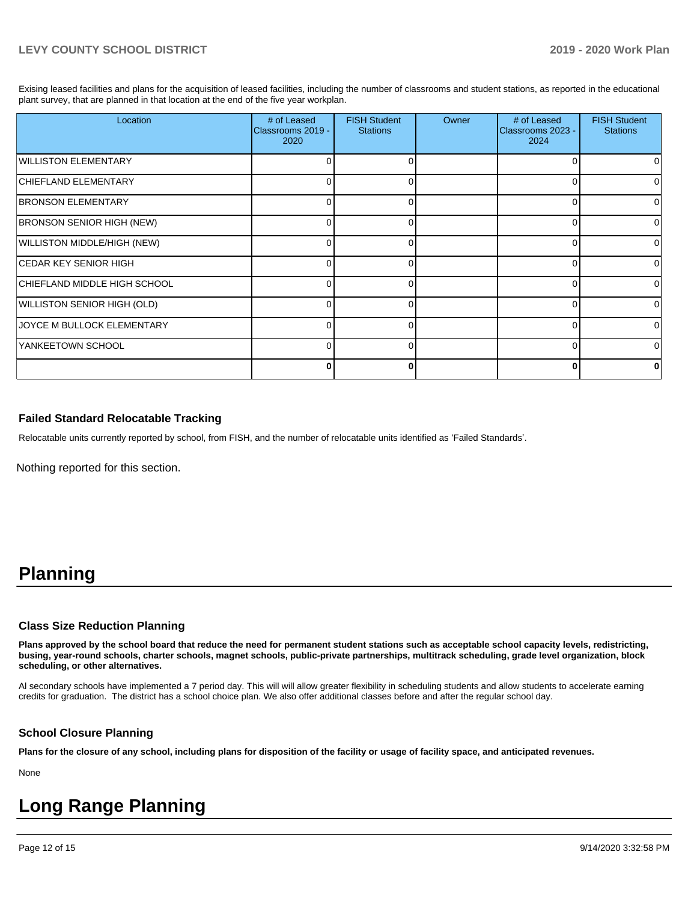Exising leased facilities and plans for the acquisition of leased facilities, including the number of classrooms and student stations, as reported in the educational plant survey, that are planned in that location at the end of the five year workplan.

| Location | # of Leased Classrooms 2019 - 2020 | FISH Student Stations | Owner | # of Leased Classrooms 2023 - 2024 | FISH Student Stations |
|---|---|---|---|---|---|
| WILLISTON ELEMENTARY | 0 | 0 | | 0 | 0 |
| CHIEFLAND ELEMENTARY | 0 | 0 | | 0 | 0 |
| BRONSON ELEMENTARY | 0 | 0 | | 0 | 0 |
| BRONSON SENIOR HIGH (NEW) | 0 | 0 | | 0 | 0 |
| WILLISTON MIDDLE/HIGH (NEW) | 0 | 0 | | 0 | 0 |
| CEDAR KEY SENIOR HIGH | 0 | 0 | | 0 | 0 |
| CHIEFLAND MIDDLE HIGH SCHOOL | 0 | 0 | | 0 | 0 |
| WILLISTON SENIOR HIGH (OLD) | 0 | 0 | | 0 | 0 |
| JOYCE M BULLOCK ELEMENTARY | 0 | 0 | | 0 | 0 |
| YANKEETOWN SCHOOL | 0 | 0 | | 0 | 0 |
| | **0** | **0** | | **0** | **0** |

### Failed Standard Relocatable Tracking

Relocatable units currently reported by school, from FISH, and the number of relocatable units identified as 'Failed Standards'.

Nothing reported for this section.

# Planning

### Class Size Reduction Planning

**Plans approved by the school board that reduce the need for permanent student stations such as acceptable school capacity levels, redistricting, busing, year-round schools, charter schools, magnet schools, public-private partnerships, multitrack scheduling, grade level organization, block scheduling, or other alternatives.**

Al secondary schools have implemented a 7 period day. This will will allow greater flexibility in scheduling students and allow students to accelerate earning credits for graduation. The district has a school choice plan. We also offer additional classes before and after the regular school day.

### School Closure Planning

**Plans for the closure of any school, including plans for disposition of the facility or usage of facility space, and anticipated revenues.**

None

# Long Range Planning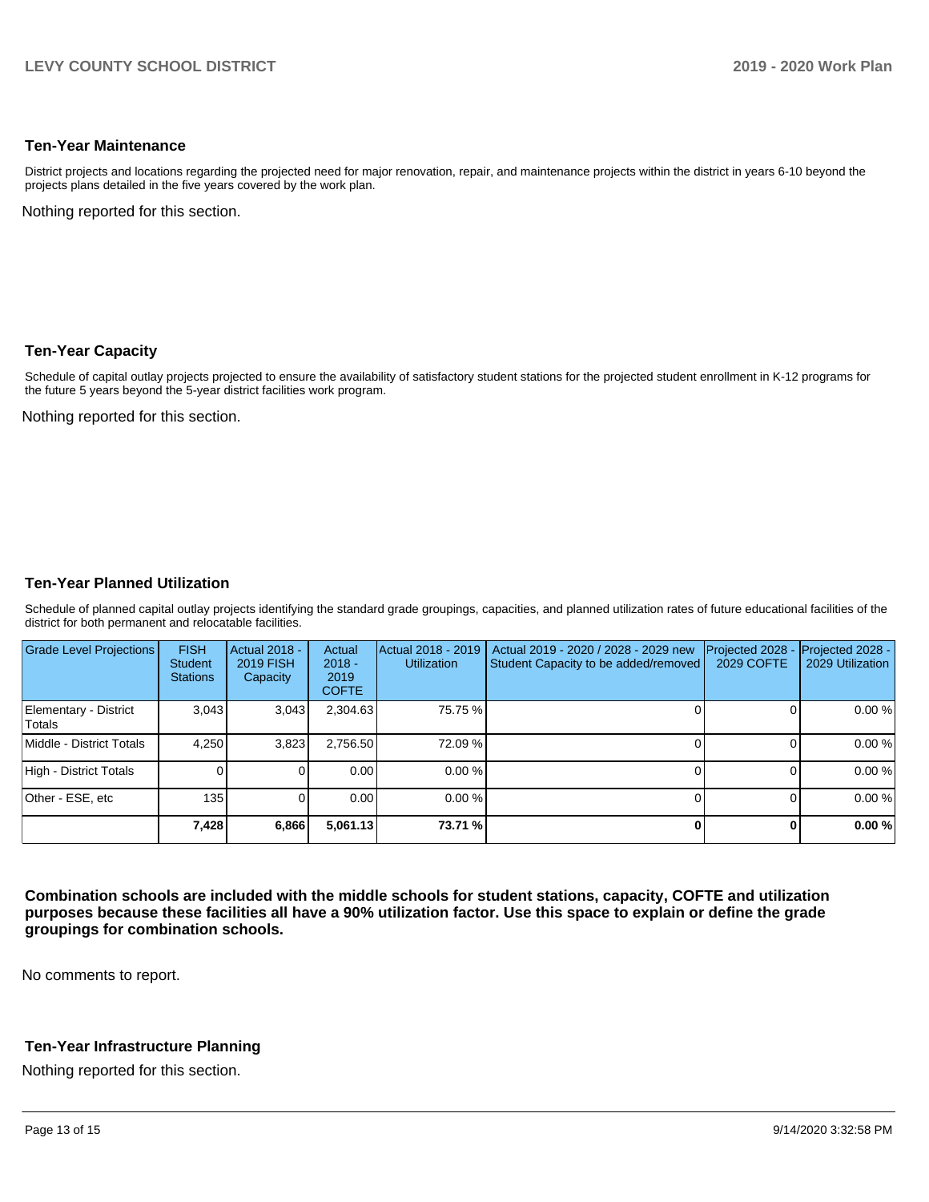### Ten-Year Maintenance

District projects and locations regarding the projected need for major renovation, repair, and maintenance projects within the district in years 6-10 beyond the projects plans detailed in the five years covered by the work plan.

Nothing reported for this section.

### Ten-Year Capacity

Schedule of capital outlay projects projected to ensure the availability of satisfactory student stations for the projected student enrollment in K-12 programs for the future 5 years beyond the 5-year district facilities work program.

Nothing reported for this section.

### Ten-Year Planned Utilization

Schedule of planned capital outlay projects identifying the standard grade groupings, capacities, and planned utilization rates of future educational facilities of the district for both permanent and relocatable facilities.

| Grade Level Projections | FISH Student Stations | Actual 2018 - 2019 FISH Capacity | Actual 2018 - 2019 COFTE | Actual 2018 - 2019 Utilization | Actual 2019 - 2020 / 2028 - 2029 new Student Capacity to be added/removed | Projected 2028 - 2029 COFTE | Projected 2028 - 2029 Utilization |
|---|---|---|---|---|---|---|---|
| Elementary - District Totals | 3,043 | 3,043 | 2,304.63 | 75.75 % | 0 | 0 | 0.00 % |
| Middle - District Totals | 4,250 | 3,823 | 2,756.50 | 72.09 % | 0 | 0 | 0.00 % |
| High - District Totals | 0 | 0 | 0.00 | 0.00 % | 0 | 0 | 0.00 % |
| Other - ESE, etc | 135 | 0 | 0.00 | 0.00 % | 0 | 0 | 0.00 % |
| | **7,428** | **6,866** | **5,061.13** | **73.71 %** | **0** | **0** | **0.00 %** |

**Combination schools are included with the middle schools for student stations, capacity, COFTE and utilization purposes because these facilities all have a 90% utilization factor. Use this space to explain or define the grade groupings for combination schools.**

No comments to report.

### Ten-Year Infrastructure Planning

Nothing reported for this section.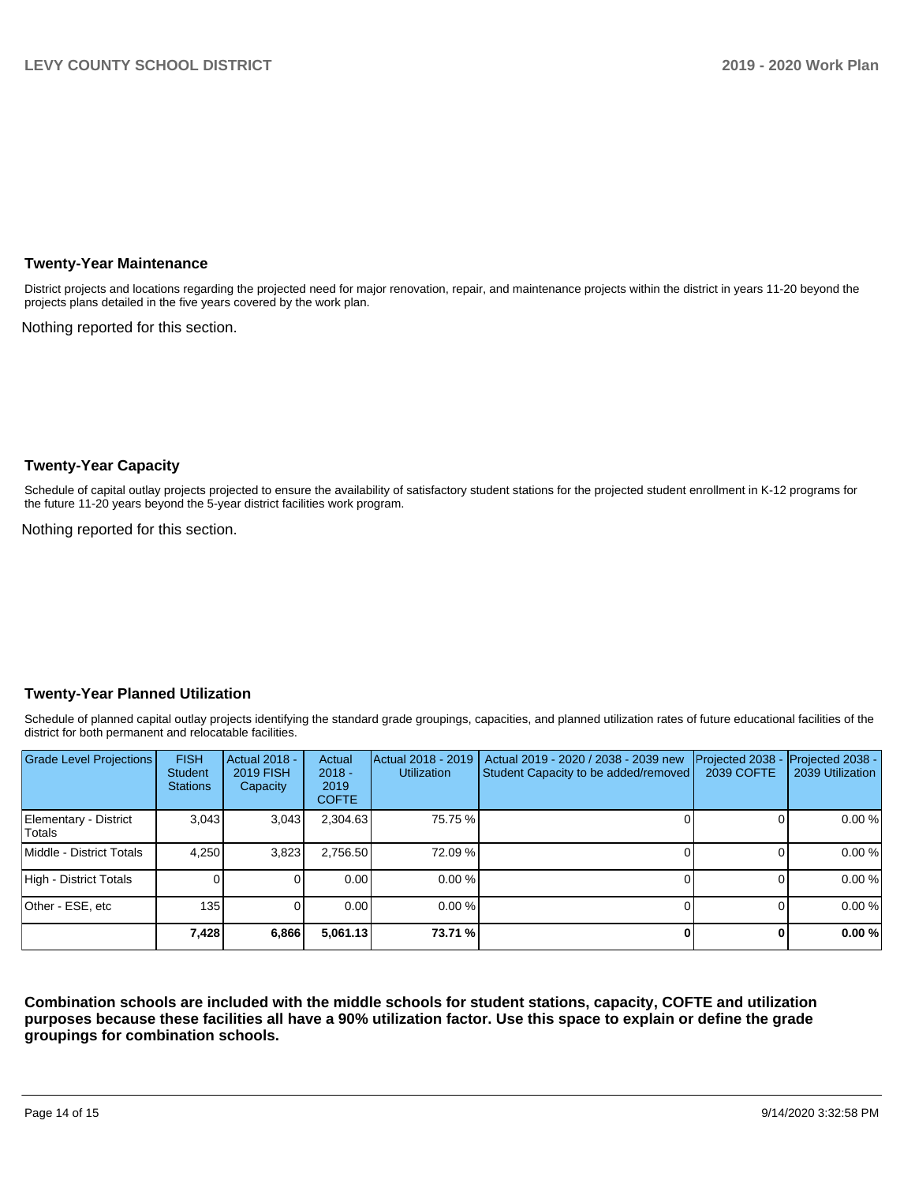## Twenty-Year Maintenance

District projects and locations regarding the projected need for major renovation, repair, and maintenance projects within the district in years 11-20 beyond the projects plans detailed in the five years covered by the work plan.

Nothing reported for this section.

## Twenty-Year Capacity

Schedule of capital outlay projects projected to ensure the availability of satisfactory student stations for the projected student enrollment in K-12 programs for the future 11-20 years beyond the 5-year district facilities work program.

Nothing reported for this section.

## Twenty-Year Planned Utilization

Schedule of planned capital outlay projects identifying the standard grade groupings, capacities, and planned utilization rates of future educational facilities of the district for both permanent and relocatable facilities.

| Grade Level Projections | FISH Student Stations | Actual 2018 - 2019 FISH Capacity | Actual 2018 - 2019 COFTE | Actual 2018 - 2019 Utilization | Actual 2019 - 2020 / 2038 - 2039 new Student Capacity to be added/removed | Projected 2038 - 2039 COFTE | Projected 2038 - 2039 Utilization |
|---|---|---|---|---|---|---|---|
| Elementary - District Totals | 3,043 | 3,043 | 2,304.63 | 75.75 % | 0 | 0 | 0.00 % |
| Middle - District Totals | 4,250 | 3,823 | 2,756.50 | 72.09 % | 0 | 0 | 0.00 % |
| High - District Totals | 0 | 0 | 0.00 | 0.00 % | 0 | 0 | 0.00 % |
| Other - ESE, etc | 135 | 0 | 0.00 | 0.00 % | 0 | 0 | 0.00 % |
| | **7,428** | **6,866** | **5,061.13** | **73.71 %** | **0** | **0** | **0.00 %** |

**Combination schools are included with the middle schools for student stations, capacity, COFTE and utilization purposes because these facilities all have a 90% utilization factor. Use this space to explain or define the grade groupings for combination schools.**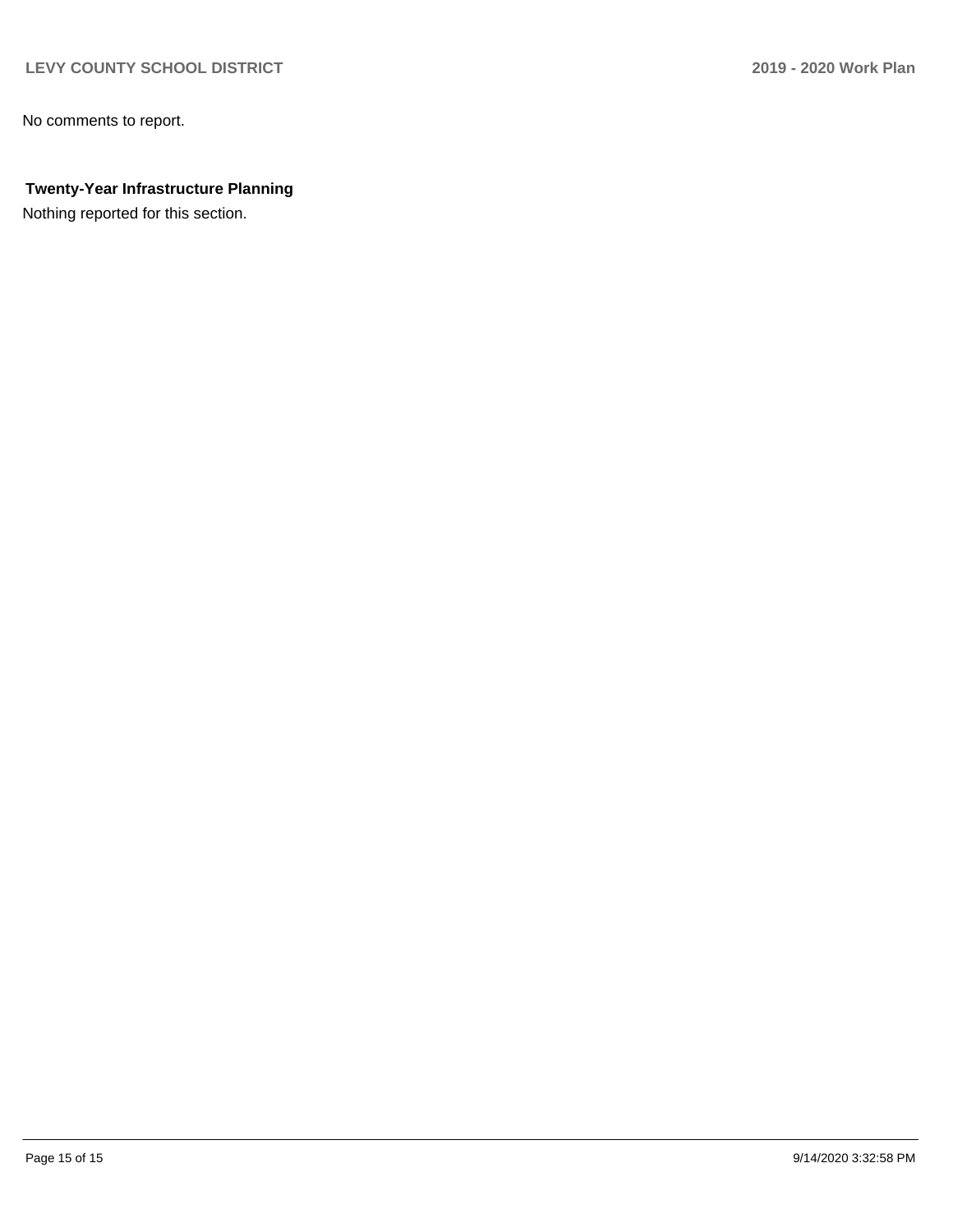No comments to report.

### Twenty-Year Infrastructure Planning

Nothing reported for this section.